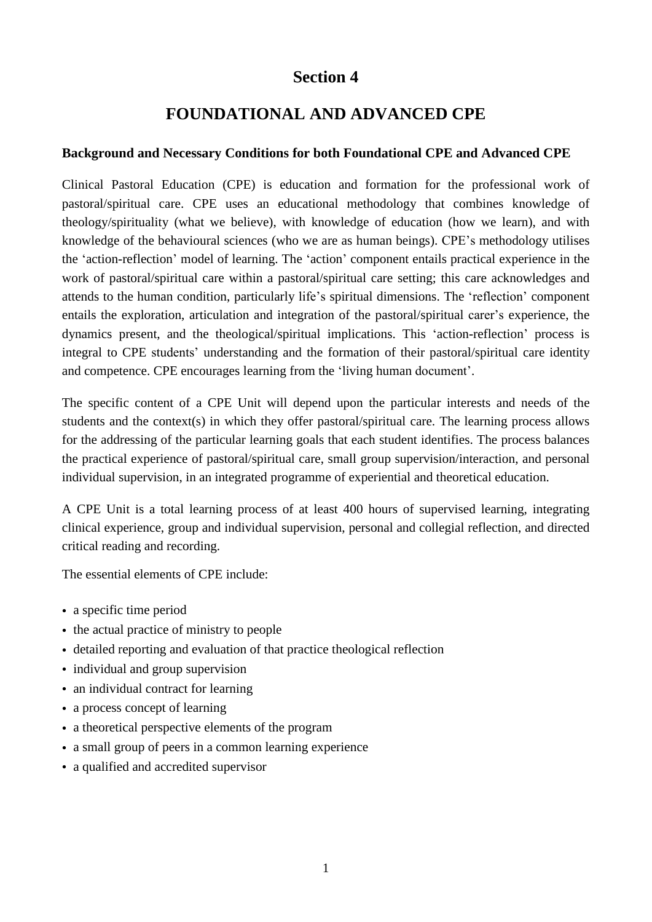# Section 4

## FOUNDATIONAL AND ADVANCED CPE

### Background and Necessary Conditions for both Foundational CPE and Advanced CPE

Clinical Pastoral Education (CPE) is education and formation for the professional work of pastoral/spiritual care. CPE uses an educational methodology that combines knowledge of theology/spirituality (what we believe), with knowledge of education (how we learn), and with knowledge of the behavioural sciences (who we are as human beings). CPE's methodology utilises the 'action-reflection' model of learning. The 'action' component entails practical experience in the work of pastoral/spiritual care within a pastoral/spiritual care setting; this care acknowledges and attends to the human condition, particularly life's spiritual dimensions. The 'reflection' component entails the exploration, articulation and integration of the pastoral/spiritual carer's experience, the dynamics present, and the theological/spiritual implications. This 'action-reflection' process is integral to CPE students' understanding and the formation of their pastoral/spiritual care identity and competence. CPE encourages learning from the 'living human document'.

The specific content of a CPE Unit will depend upon the particular interests and needs of the students and the context(s) in which they offer pastoral/spiritual care. The learning process allows for the addressing of the particular learning goals that each student identifies. The process balances the practical experience of pastoral/spiritual care, small group supervision/interaction, and personal individual supervision, in an integrated programme of experiential and theoretical education.

A CPE Unit is a total learning process of at least 400 hours of supervised learning, integrating clinical experience, group and individual supervision, personal and collegial reflection, and directed critical reading and recording.

The essential elements of CPE include:

- a specific time period
- the actual practice of ministry to people
- detailed reporting and evaluation of that practice theological reflection
- individual and group supervision
- an individual contract for learning
- a process concept of learning
- a theoretical perspective elements of the program
- a small group of peers in a common learning experience
- a qualified and accredited supervisor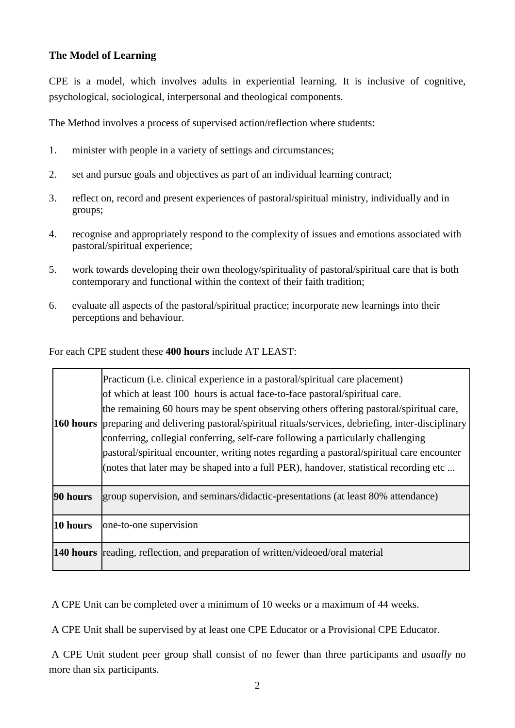## The Model of Learning

CPE is a model, which involves adults in experiential learning. It is inclusive of cognitive, psychological, sociological, interpersonal and theological components.

The Method involves a process of supervised action/reflection where students:

1. minister with people in a variety of settings and circumstances;
2. set and pursue goals and objectives as part of an individual learning contract;
3. reflect on, record and present experiences of pastoral/spiritual ministry, individually and in groups;
4. recognise and appropriately respond to the complexity of issues and emotions associated with pastoral/spiritual experience;
5. work towards developing their own theology/spirituality of pastoral/spiritual care that is both contemporary and functional within the context of their faith tradition;
6. evaluate all aspects of the pastoral/spiritual practice; incorporate new learnings into their perceptions and behaviour.

For each CPE student these **400 hours** include AT LEAST:

| | |
|---|---|
| **160 hours** | Practicum (i.e. clinical experience in a pastoral/spiritual care placement) of which at least 100 hours is actual face-to-face pastoral/spiritual care. the remaining 60 hours may be spent observing others offering pastoral/spiritual care, preparing and delivering pastoral/spiritual rituals/services, debriefing, inter-disciplinary conferring, collegial conferring, self-care following a particularly challenging pastoral/spiritual encounter, writing notes regarding a pastoral/spiritual care encounter (notes that later may be shaped into a full PER), handover, statistical recording etc ... |
| **90 hours** | group supervision, and seminars/didactic-presentations (at least 80% attendance) |
| **10 hours** | one-to-one supervision |
| **140 hours** | reading, reflection, and preparation of written/videoed/oral material |

A CPE Unit can be completed over a minimum of 10 weeks or a maximum of 44 weeks.

A CPE Unit shall be supervised by at least one CPE Educator or a Provisional CPE Educator.

A CPE Unit student peer group shall consist of no fewer than three participants and *usually* no more than six participants.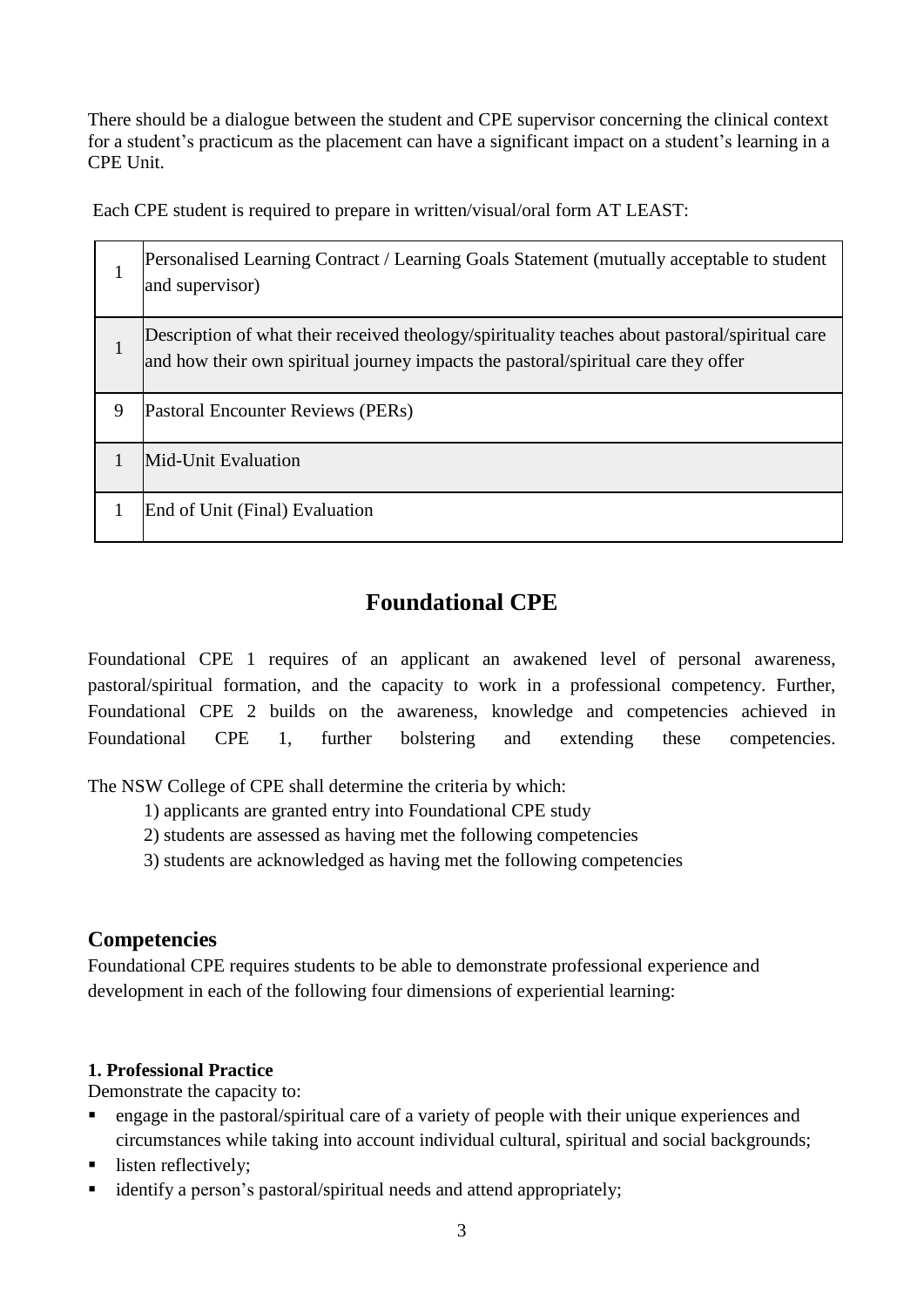There should be a dialogue between the student and CPE supervisor concerning the clinical context for a student's practicum as the placement can have a significant impact on a student's learning in a CPE Unit.

Each CPE student is required to prepare in written/visual/oral form AT LEAST:

| | |
|---|---|
| 1 | Personalised Learning Contract / Learning Goals Statement (mutually acceptable to student and supervisor) |
| 1 | Description of what their received theology/spirituality teaches about pastoral/spiritual care and how their own spiritual journey impacts the pastoral/spiritual care they offer |
| 9 | Pastoral Encounter Reviews (PERs) |
| 1 | Mid-Unit Evaluation |
| 1 | End of Unit (Final) Evaluation |

## Foundational CPE

Foundational CPE 1 requires of an applicant an awakened level of personal awareness, pastoral/spiritual formation, and the capacity to work in a professional competency. Further, Foundational CPE 2 builds on the awareness, knowledge and competencies achieved in Foundational CPE 1, further bolstering and extending these competencies.

The NSW College of CPE shall determine the criteria by which:

1) applicants are granted entry into Foundational CPE study
2) students are assessed as having met the following competencies
3) students are acknowledged as having met the following competencies

### Competencies

Foundational CPE requires students to be able to demonstrate professional experience and development in each of the following four dimensions of experiential learning:

**1. Professional Practice**

Demonstrate the capacity to:

- engage in the pastoral/spiritual care of a variety of people with their unique experiences and circumstances while taking into account individual cultural, spiritual and social backgrounds;
- listen reflectively;
- identify a person's pastoral/spiritual needs and attend appropriately;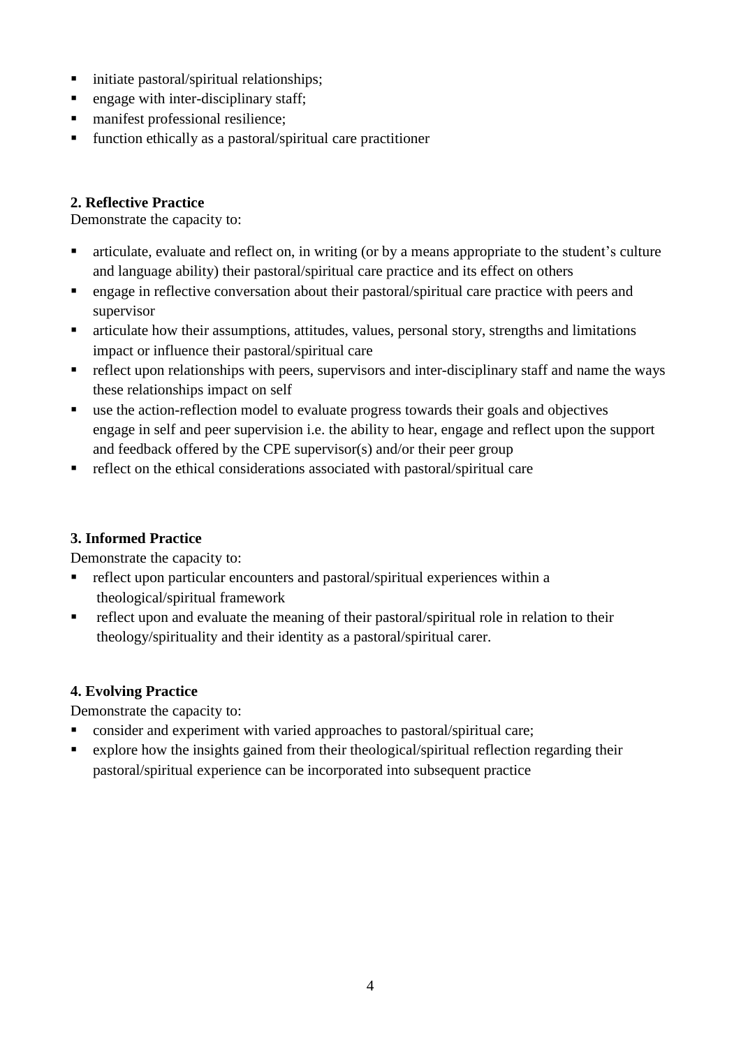- initiate pastoral/spiritual relationships;
- engage with inter-disciplinary staff;
- manifest professional resilience;
- function ethically as a pastoral/spiritual care practitioner

**2. Reflective Practice**

Demonstrate the capacity to:

- articulate, evaluate and reflect on, in writing (or by a means appropriate to the student's culture and language ability) their pastoral/spiritual care practice and its effect on others
- engage in reflective conversation about their pastoral/spiritual care practice with peers and supervisor
- articulate how their assumptions, attitudes, values, personal story, strengths and limitations impact or influence their pastoral/spiritual care
- reflect upon relationships with peers, supervisors and inter-disciplinary staff and name the ways these relationships impact on self
- use the action-reflection model to evaluate progress towards their goals and objectives engage in self and peer supervision i.e. the ability to hear, engage and reflect upon the support and feedback offered by the CPE supervisor(s) and/or their peer group
- reflect on the ethical considerations associated with pastoral/spiritual care

**3. Informed Practice**

Demonstrate the capacity to:

- reflect upon particular encounters and pastoral/spiritual experiences within a theological/spiritual framework
- reflect upon and evaluate the meaning of their pastoral/spiritual role in relation to their theology/spirituality and their identity as a pastoral/spiritual carer.

**4. Evolving Practice**

Demonstrate the capacity to:

- consider and experiment with varied approaches to pastoral/spiritual care;
- explore how the insights gained from their theological/spiritual reflection regarding their pastoral/spiritual experience can be incorporated into subsequent practice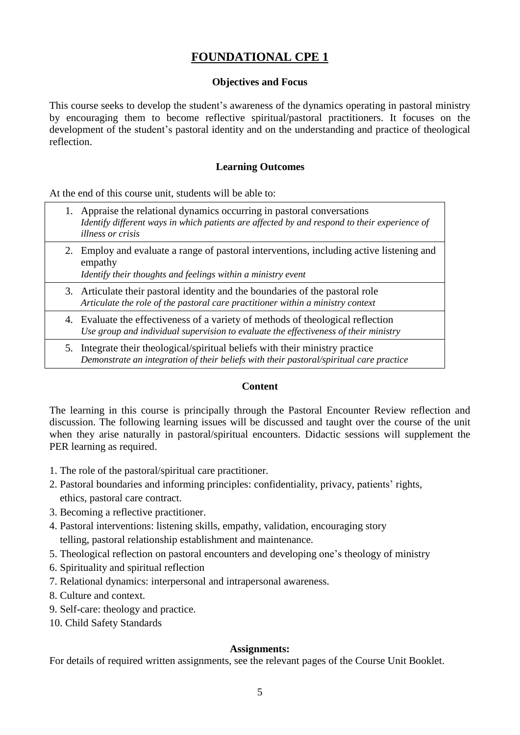# FOUNDATIONAL CPE 1

### Objectives and Focus

This course seeks to develop the student's awareness of the dynamics operating in pastoral ministry by encouraging them to become reflective spiritual/pastoral practitioners. It focuses on the development of the student's pastoral identity and on the understanding and practice of theological reflection.

### Learning Outcomes

At the end of this course unit, students will be able to:

| |
|---|
| 1. Appraise the relational dynamics occurring in pastoral conversations<br>*Identify different ways in which patients are affected by and respond to their experience of illness or crisis* |
| 2. Employ and evaluate a range of pastoral interventions, including active listening and empathy<br>*Identify their thoughts and feelings within a ministry event* |
| 3. Articulate their pastoral identity and the boundaries of the pastoral role<br>*Articulate the role of the pastoral care practitioner within a ministry context* |
| 4. Evaluate the effectiveness of a variety of methods of theological reflection<br>*Use group and individual supervision to evaluate the effectiveness of their ministry* |
| 5. Integrate their theological/spiritual beliefs with their ministry practice<br>*Demonstrate an integration of their beliefs with their pastoral/spiritual care practice* |

### Content

The learning in this course is principally through the Pastoral Encounter Review reflection and discussion. The following learning issues will be discussed and taught over the course of the unit when they arise naturally in pastoral/spiritual encounters. Didactic sessions will supplement the PER learning as required.

1. The role of the pastoral/spiritual care practitioner.
2. Pastoral boundaries and informing principles: confidentiality, privacy, patients' rights, ethics, pastoral care contract.
3. Becoming a reflective practitioner.
4. Pastoral interventions: listening skills, empathy, validation, encouraging story telling, pastoral relationship establishment and maintenance.
5. Theological reflection on pastoral encounters and developing one's theology of ministry
6. Spirituality and spiritual reflection
7. Relational dynamics: interpersonal and intrapersonal awareness.
8. Culture and context.
9. Self-care: theology and practice.
10. Child Safety Standards

### Assignments:

For details of required written assignments, see the relevant pages of the Course Unit Booklet.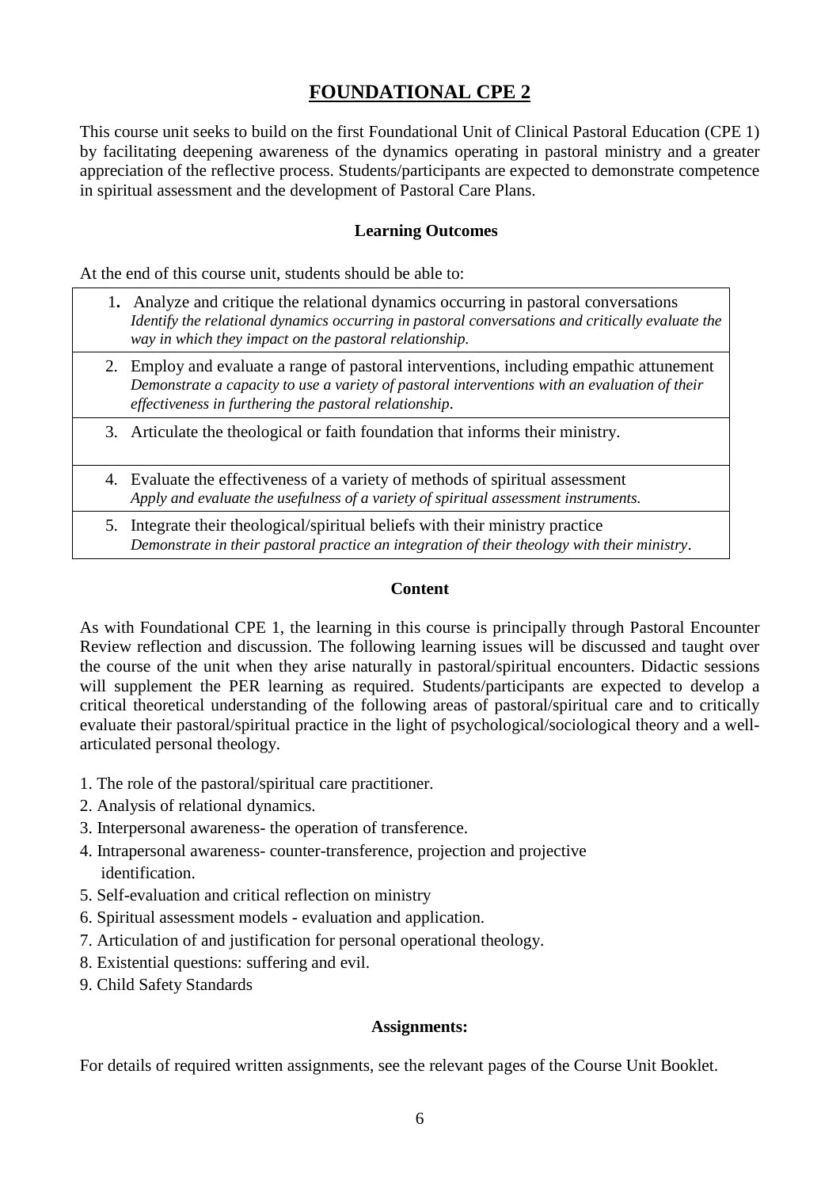# FOUNDATIONAL CPE 2

This course unit seeks to build on the first Foundational Unit of Clinical Pastoral Education (CPE 1) by facilitating deepening awareness of the dynamics operating in pastoral ministry and a greater appreciation of the reflective process. Students/participants are expected to demonstrate competence in spiritual assessment and the development of Pastoral Care Plans.

### Learning Outcomes

At the end of this course unit, students should be able to:

1. Analyze and critique the relational dynamics occurring in pastoral conversations
   *Identify the relational dynamics occurring in pastoral conversations and critically evaluate the way in which they impact on the pastoral relationship.*
2. Employ and evaluate a range of pastoral interventions, including empathic attunement
   *Demonstrate a capacity to use a variety of pastoral interventions with an evaluation of their effectiveness in furthering the pastoral relationship.*
3. Articulate the theological or faith foundation that informs their ministry.
4. Evaluate the effectiveness of a variety of methods of spiritual assessment
   *Apply and evaluate the usefulness of a variety of spiritual assessment instruments.*
5. Integrate their theological/spiritual beliefs with their ministry practice
   *Demonstrate in their pastoral practice an integration of their theology with their ministry.*

### Content

As with Foundational CPE 1, the learning in this course is principally through Pastoral Encounter Review reflection and discussion. The following learning issues will be discussed and taught over the course of the unit when they arise naturally in pastoral/spiritual encounters. Didactic sessions will supplement the PER learning as required. Students/participants are expected to develop a critical theoretical understanding of the following areas of pastoral/spiritual care and to critically evaluate their pastoral/spiritual practice in the light of psychological/sociological theory and a well-articulated personal theology.

1. The role of the pastoral/spiritual care practitioner.
2. Analysis of relational dynamics.
3. Interpersonal awareness- the operation of transference.
4. Intrapersonal awareness- counter-transference, projection and projective identification.
5. Self-evaluation and critical reflection on ministry
6. Spiritual assessment models - evaluation and application.
7. Articulation of and justification for personal operational theology.
8. Existential questions: suffering and evil.
9. Child Safety Standards

### Assignments:

For details of required written assignments, see the relevant pages of the Course Unit Booklet.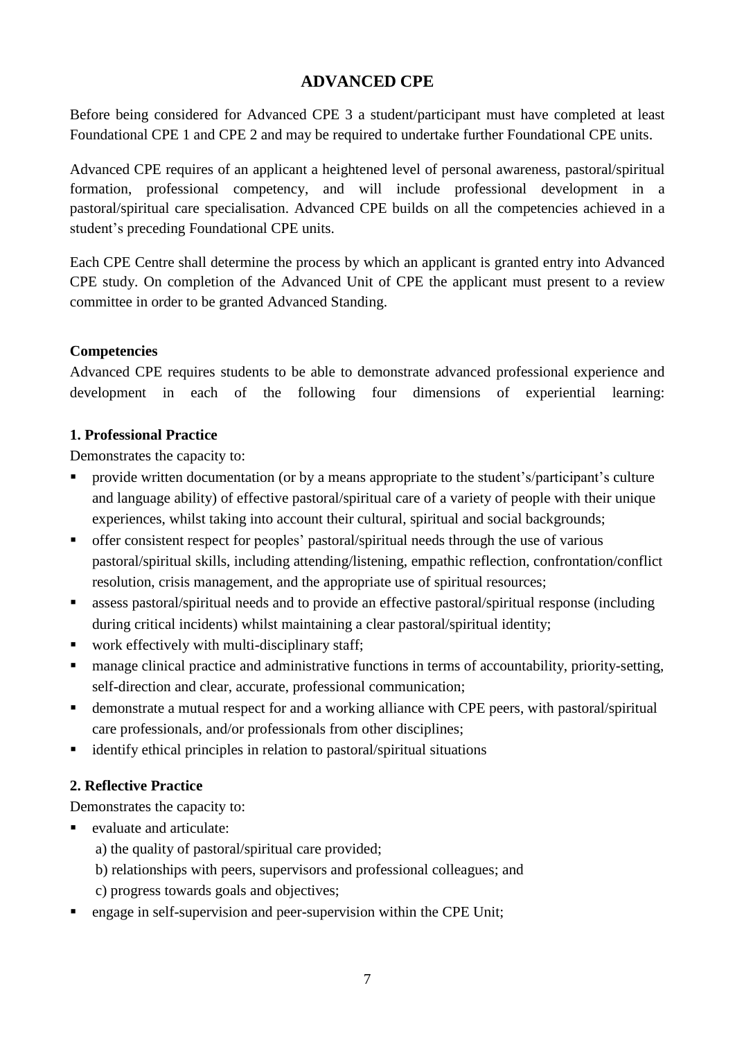# ADVANCED CPE

Before being considered for Advanced CPE 3 a student/participant must have completed at least Foundational CPE 1 and CPE 2 and may be required to undertake further Foundational CPE units.

Advanced CPE requires of an applicant a heightened level of personal awareness, pastoral/spiritual formation, professional competency, and will include professional development in a pastoral/spiritual care specialisation. Advanced CPE builds on all the competencies achieved in a student's preceding Foundational CPE units.

Each CPE Centre shall determine the process by which an applicant is granted entry into Advanced CPE study. On completion of the Advanced Unit of CPE the applicant must present to a review committee in order to be granted Advanced Standing.

**Competencies**

Advanced CPE requires students to be able to demonstrate advanced professional experience and development in each of the following four dimensions of experiential learning:

**1. Professional Practice**

Demonstrates the capacity to:

- provide written documentation (or by a means appropriate to the student's/participant's culture and language ability) of effective pastoral/spiritual care of a variety of people with their unique experiences, whilst taking into account their cultural, spiritual and social backgrounds;
- offer consistent respect for peoples' pastoral/spiritual needs through the use of various pastoral/spiritual skills, including attending/listening, empathic reflection, confrontation/conflict resolution, crisis management, and the appropriate use of spiritual resources;
- assess pastoral/spiritual needs and to provide an effective pastoral/spiritual response (including during critical incidents) whilst maintaining a clear pastoral/spiritual identity;
- work effectively with multi-disciplinary staff;
- manage clinical practice and administrative functions in terms of accountability, priority-setting, self-direction and clear, accurate, professional communication;
- demonstrate a mutual respect for and a working alliance with CPE peers, with pastoral/spiritual care professionals, and/or professionals from other disciplines;
- identify ethical principles in relation to pastoral/spiritual situations

**2. Reflective Practice**

Demonstrates the capacity to:

- evaluate and articulate:
  - a) the quality of pastoral/spiritual care provided;
  - b) relationships with peers, supervisors and professional colleagues; and
  - c) progress towards goals and objectives;
- engage in self-supervision and peer-supervision within the CPE Unit;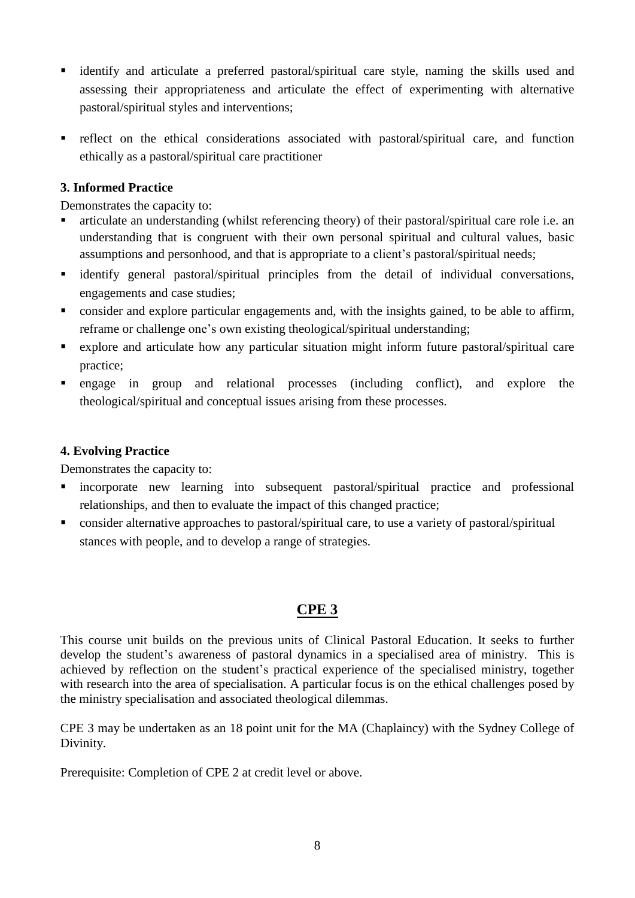- identify and articulate a preferred pastoral/spiritual care style, naming the skills used and assessing their appropriateness and articulate the effect of experimenting with alternative pastoral/spiritual styles and interventions;
- reflect on the ethical considerations associated with pastoral/spiritual care, and function ethically as a pastoral/spiritual care practitioner

**3. Informed Practice**

Demonstrates the capacity to:

- articulate an understanding (whilst referencing theory) of their pastoral/spiritual care role i.e. an understanding that is congruent with their own personal spiritual and cultural values, basic assumptions and personhood, and that is appropriate to a client's pastoral/spiritual needs;
- identify general pastoral/spiritual principles from the detail of individual conversations, engagements and case studies;
- consider and explore particular engagements and, with the insights gained, to be able to affirm, reframe or challenge one's own existing theological/spiritual understanding;
- explore and articulate how any particular situation might inform future pastoral/spiritual care practice;
- engage in group and relational processes (including conflict), and explore the theological/spiritual and conceptual issues arising from these processes.

**4. Evolving Practice**

Demonstrates the capacity to:

- incorporate new learning into subsequent pastoral/spiritual practice and professional relationships, and then to evaluate the impact of this changed practice;
- consider alternative approaches to pastoral/spiritual care, to use a variety of pastoral/spiritual stances with people, and to develop a range of strategies.

## CPE 3

This course unit builds on the previous units of Clinical Pastoral Education. It seeks to further develop the student's awareness of pastoral dynamics in a specialised area of ministry. This is achieved by reflection on the student's practical experience of the specialised ministry, together with research into the area of specialisation. A particular focus is on the ethical challenges posed by the ministry specialisation and associated theological dilemmas.

CPE 3 may be undertaken as an 18 point unit for the MA (Chaplaincy) with the Sydney College of Divinity.

Prerequisite: Completion of CPE 2 at credit level or above.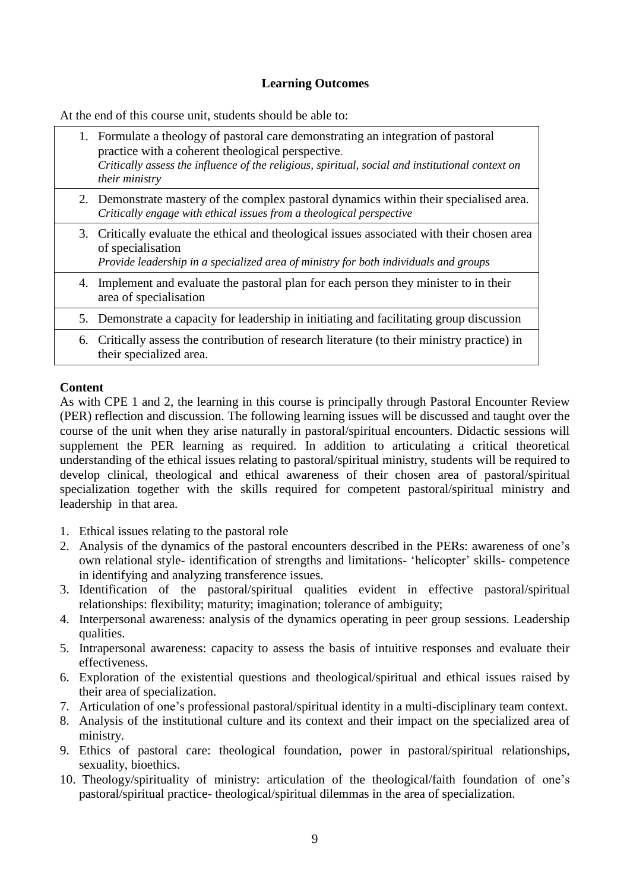**Learning Outcomes**

At the end of this course unit, students should be able to:

| |
|---|
| 1. Formulate a theology of pastoral care demonstrating an integration of pastoral practice with a coherent theological perspective. *Critically assess the influence of the religious, spiritual, social and institutional context on their ministry* |
| 2. Demonstrate mastery of the complex pastoral dynamics within their specialised area. *Critically engage with ethical issues from a theological perspective* |
| 3. Critically evaluate the ethical and theological issues associated with their chosen area of specialisation *Provide leadership in a specialized area of ministry for both individuals and groups* |
| 4. Implement and evaluate the pastoral plan for each person they minister to in their area of specialisation |
| 5. Demonstrate a capacity for leadership in initiating and facilitating group discussion |
| 6. Critically assess the contribution of research literature (to their ministry practice) in their specialized area. |

**Content**

As with CPE 1 and 2, the learning in this course is principally through Pastoral Encounter Review (PER) reflection and discussion. The following learning issues will be discussed and taught over the course of the unit when they arise naturally in pastoral/spiritual encounters. Didactic sessions will supplement the PER learning as required. In addition to articulating a critical theoretical understanding of the ethical issues relating to pastoral/spiritual ministry, students will be required to develop clinical, theological and ethical awareness of their chosen area of pastoral/spiritual specialization together with the skills required for competent pastoral/spiritual ministry and leadership in that area.

1. Ethical issues relating to the pastoral role
2. Analysis of the dynamics of the pastoral encounters described in the PERs: awareness of one's own relational style- identification of strengths and limitations- 'helicopter' skills- competence in identifying and analyzing transference issues.
3. Identification of the pastoral/spiritual qualities evident in effective pastoral/spiritual relationships: flexibility; maturity; imagination; tolerance of ambiguity;
4. Interpersonal awareness: analysis of the dynamics operating in peer group sessions. Leadership qualities.
5. Intrapersonal awareness: capacity to assess the basis of intuitive responses and evaluate their effectiveness.
6. Exploration of the existential questions and theological/spiritual and ethical issues raised by their area of specialization.
7. Articulation of one's professional pastoral/spiritual identity in a multi-disciplinary team context.
8. Analysis of the institutional culture and its context and their impact on the specialized area of ministry.
9. Ethics of pastoral care: theological foundation, power in pastoral/spiritual relationships, sexuality, bioethics.
10. Theology/spirituality of ministry: articulation of the theological/faith foundation of one's pastoral/spiritual practice- theological/spiritual dilemmas in the area of specialization.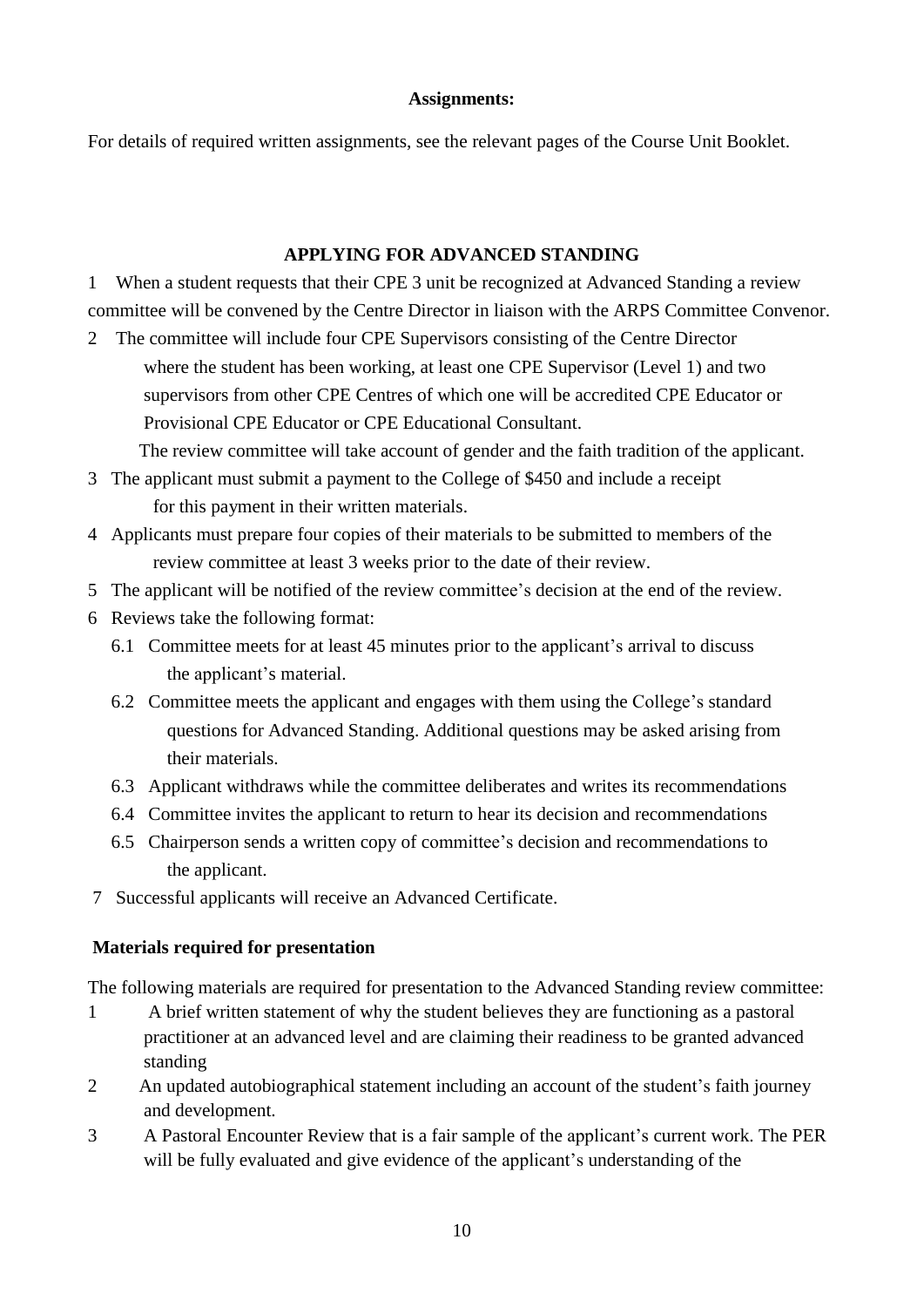**Assignments:**

For details of required written assignments, see the relevant pages of the Course Unit Booklet.

## APPLYING FOR ADVANCED STANDING

1. When a student requests that their CPE 3 unit be recognized at Advanced Standing a review committee will be convened by the Centre Director in liaison with the ARPS Committee Convenor.
2. The committee will include four CPE Supervisors consisting of the Centre Director where the student has been working, at least one CPE Supervisor (Level 1) and two supervisors from other CPE Centres of which one will be accredited CPE Educator or Provisional CPE Educator or CPE Educational Consultant.

   The review committee will take account of gender and the faith tradition of the applicant.
3. The applicant must submit a payment to the College of $450 and include a receipt for this payment in their written materials.
4. Applicants must prepare four copies of their materials to be submitted to members of the review committee at least 3 weeks prior to the date of their review.
5. The applicant will be notified of the review committee's decision at the end of the review.
6. Reviews take the following format:
   - 6.1 Committee meets for at least 45 minutes prior to the applicant's arrival to discuss the applicant's material.
   - 6.2 Committee meets the applicant and engages with them using the College's standard questions for Advanced Standing. Additional questions may be asked arising from their materials.
   - 6.3 Applicant withdraws while the committee deliberates and writes its recommendations
   - 6.4 Committee invites the applicant to return to hear its decision and recommendations
   - 6.5 Chairperson sends a written copy of committee's decision and recommendations to the applicant.
7. Successful applicants will receive an Advanced Certificate.

**Materials required for presentation**

The following materials are required for presentation to the Advanced Standing review committee:

1. A brief written statement of why the student believes they are functioning as a pastoral practitioner at an advanced level and are claiming their readiness to be granted advanced standing
2. An updated autobiographical statement including an account of the student's faith journey and development.
3. A Pastoral Encounter Review that is a fair sample of the applicant's current work. The PER will be fully evaluated and give evidence of the applicant's understanding of the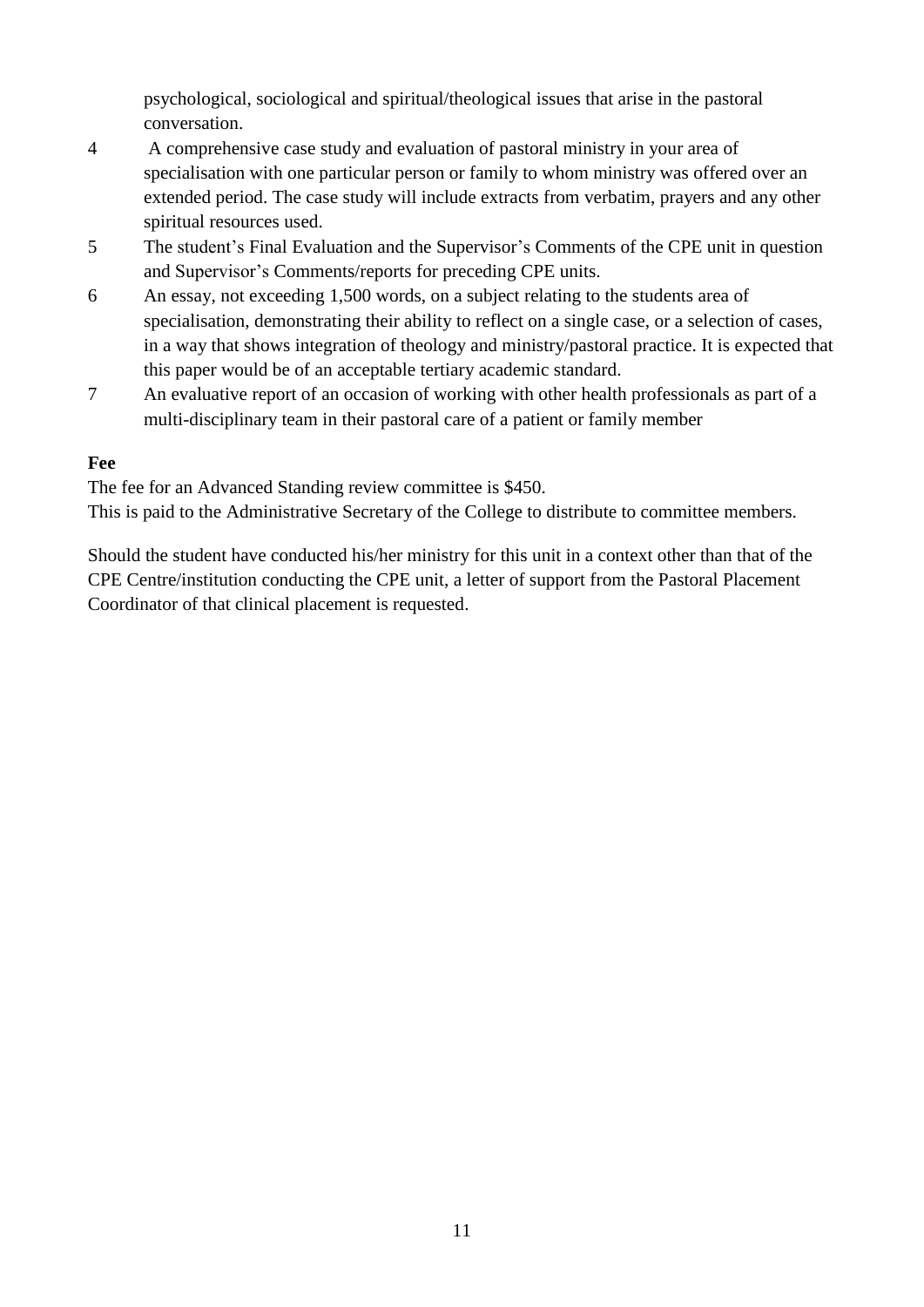psychological, sociological and spiritual/theological issues that arise in the pastoral conversation.

4. A comprehensive case study and evaluation of pastoral ministry in your area of specialisation with one particular person or family to whom ministry was offered over an extended period. The case study will include extracts from verbatim, prayers and any other spiritual resources used.
5. The student's Final Evaluation and the Supervisor's Comments of the CPE unit in question and Supervisor's Comments/reports for preceding CPE units.
6. An essay, not exceeding 1,500 words, on a subject relating to the students area of specialisation, demonstrating their ability to reflect on a single case, or a selection of cases, in a way that shows integration of theology and ministry/pastoral practice. It is expected that this paper would be of an acceptable tertiary academic standard.
7. An evaluative report of an occasion of working with other health professionals as part of a multi-disciplinary team in their pastoral care of a patient or family member

**Fee**

The fee for an Advanced Standing review committee is $450.
This is paid to the Administrative Secretary of the College to distribute to committee members.

Should the student have conducted his/her ministry for this unit in a context other than that of the CPE Centre/institution conducting the CPE unit, a letter of support from the Pastoral Placement Coordinator of that clinical placement is requested.